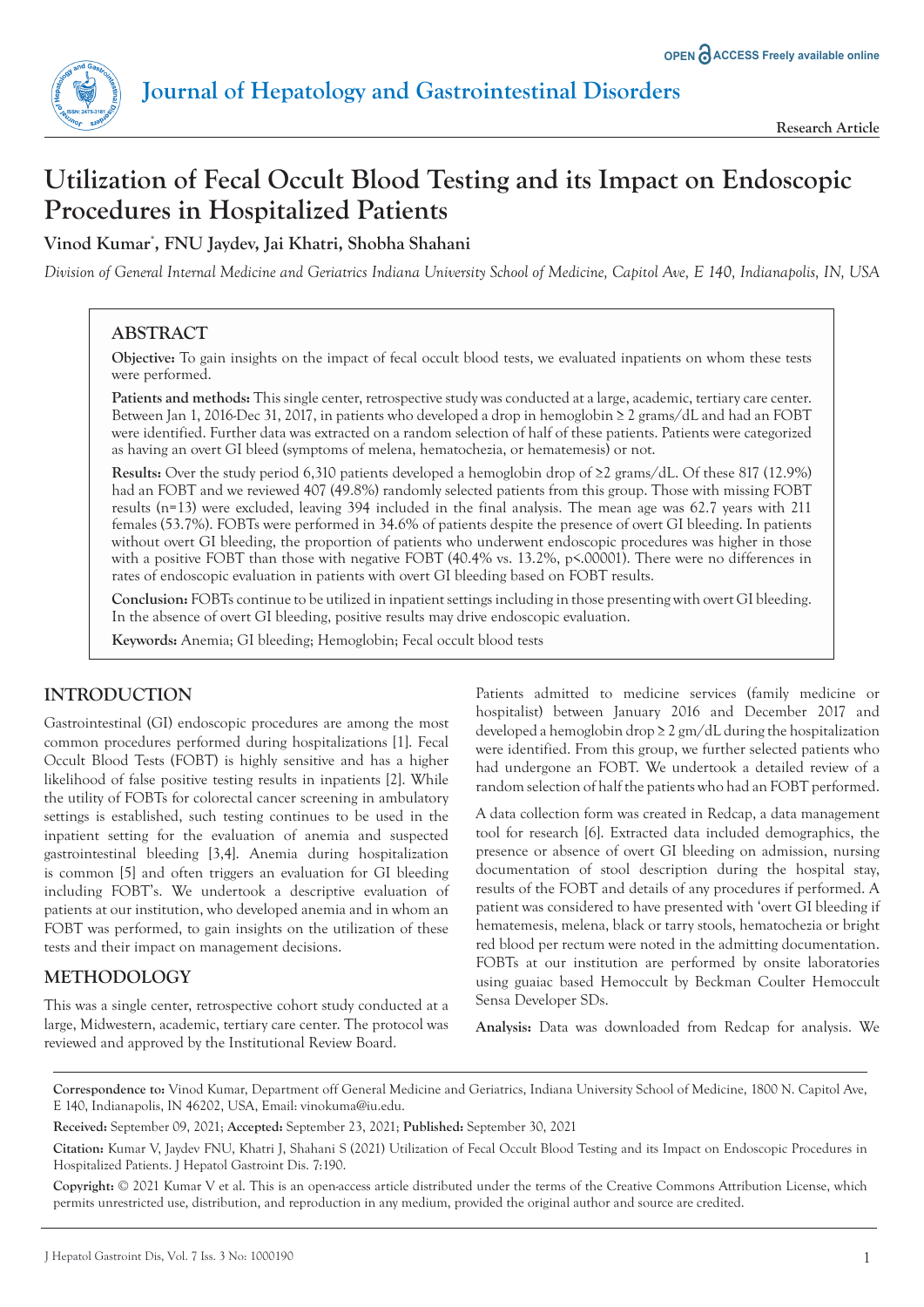# Utilization of Fecal Occult Blood Testing and its Impact on Endoscopic Procedures in Hospitalized Patients

**Vinod Kumar***, **FNU Jaydev, Jai Khatri, Shobha Shahani**

*Division of General Internal Medicine and Geriatrics Indiana University School of Medicine, Capitol Ave, E 140, Indianapolis, IN, USA*

## ABSTRACT

**Objective:** To gain insights on the impact of fecal occult blood tests, we evaluated inpatients on whom these tests were performed.

**Patients and methods:** This single center, retrospective study was conducted at a large, academic, tertiary care center. Between Jan 1, 2016-Dec 31, 2017, in patients who developed a drop in hemoglobin ≥ 2 grams/dL and had an FOBT were identified. Further data was extracted on a random selection of half of these patients. Patients were categorized as having an overt GI bleed (symptoms of melena, hematochezia, or hematemesis) or not.

**Results:** Over the study period 6,310 patients developed a hemoglobin drop of ≥2 grams/dL. Of these 817 (12.9%) had an FOBT and we reviewed 407 (49.8%) randomly selected patients from this group. Those with missing FOBT results (n=13) were excluded, leaving 394 included in the final analysis. The mean age was 62.7 years with 211 females (53.7%). FOBTs were performed in 34.6% of patients despite the presence of overt GI bleeding. In patients without overt GI bleeding, the proportion of patients who underwent endoscopic procedures was higher in those with a positive FOBT than those with negative FOBT (40.4% vs. 13.2%, p<.00001). There were no differences in rates of endoscopic evaluation in patients with overt GI bleeding based on FOBT results.

**Conclusion:** FOBTs continue to be utilized in inpatient settings including in those presenting with overt GI bleeding. In the absence of overt GI bleeding, positive results may drive endoscopic evaluation.

**Keywords:** Anemia; GI bleeding; Hemoglobin; Fecal occult blood tests

## INTRODUCTION

Gastrointestinal (GI) endoscopic procedures are among the most common procedures performed during hospitalizations [1]. Fecal Occult Blood Tests (FOBT) is highly sensitive and has a higher likelihood of false positive testing results in inpatients [2]. While the utility of FOBTs for colorectal cancer screening in ambulatory settings is established, such testing continues to be used in the inpatient setting for the evaluation of anemia and suspected gastrointestinal bleeding [3,4]. Anemia during hospitalization is common [5] and often triggers an evaluation for GI bleeding including FOBT's. We undertook a descriptive evaluation of patients at our institution, who developed anemia and in whom an FOBT was performed, to gain insights on the utilization of these tests and their impact on management decisions.

## METHODOLOGY

This was a single center, retrospective cohort study conducted at a large, Midwestern, academic, tertiary care center. The protocol was reviewed and approved by the Institutional Review Board.

Patients admitted to medicine services (family medicine or hospitalist) between January 2016 and December 2017 and developed a hemoglobin drop ≥ 2 gm/dL during the hospitalization were identified. From this group, we further selected patients who had undergone an FOBT. We undertook a detailed review of a random selection of half the patients who had an FOBT performed.

A data collection form was created in Redcap, a data management tool for research [6]. Extracted data included demographics, the presence or absence of overt GI bleeding on admission, nursing documentation of stool description during the hospital stay, results of the FOBT and details of any procedures if performed. A patient was considered to have presented with 'overt GI bleeding if hematemesis, melena, black or tarry stools, hematochezia or bright red blood per rectum were noted in the admitting documentation. FOBTs at our institution are performed by onsite laboratories using guaiac based Hemoccult by Beckman Coulter Hemoccult Sensa Developer SDs.

**Analysis:** Data was downloaded from Redcap for analysis. We

**Correspondence to:** Vinod Kumar, Department off General Medicine and Geriatrics, Indiana University School of Medicine, 1800 N. Capitol Ave, E 140, Indianapolis, IN 46202, USA, Email: vinokuma@iu.edu.

**Received:** September 09, 2021; **Accepted:** September 23, 2021; **Published:** September 30, 2021

**Citation:** Kumar V, Jaydev FNU, Khatri J, Shahani S (2021) Utilization of Fecal Occult Blood Testing and its Impact on Endoscopic Procedures in Hospitalized Patients. J Hepatol Gastroint Dis. 7:190.

**Copyright:** © 2021 Kumar V et al. This is an open-access article distributed under the terms of the Creative Commons Attribution License, which permits unrestricted use, distribution, and reproduction in any medium, provided the original author and source are credited.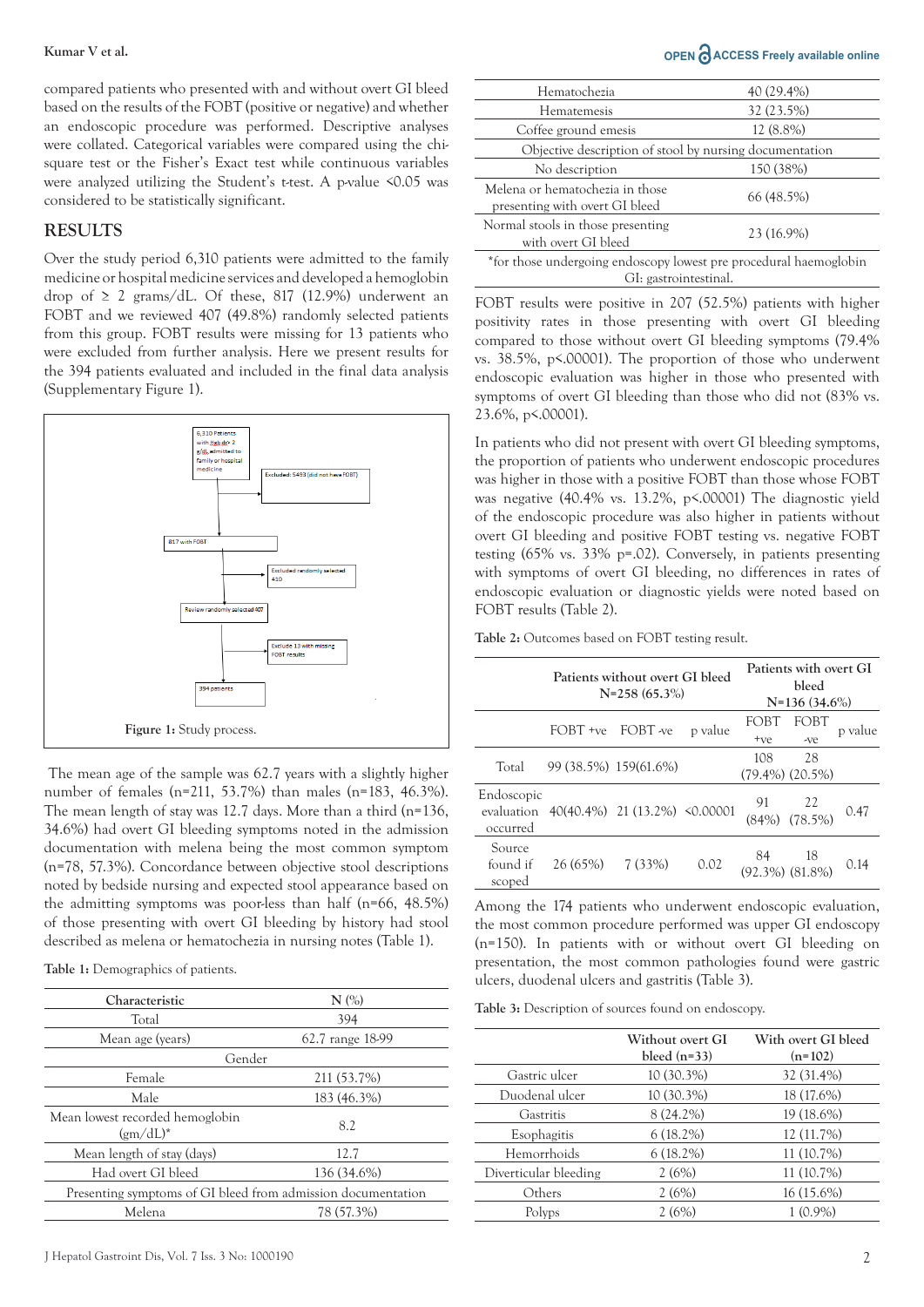compared patients who presented with and without overt GI bleed based on the results of the FOBT (positive or negative) and whether an endoscopic procedure was performed. Descriptive analyses were collated. Categorical variables were compared using the chi-square test or the Fisher's Exact test while continuous variables were analyzed utilizing the Student's t-test. A p-value <0.05 was considered to be statistically significant.

## RESULTS

Over the study period 6,310 patients were admitted to the family medicine or hospital medicine services and developed a hemoglobin drop of ≥ 2 grams/dL. Of these, 817 (12.9%) underwent an FOBT and we reviewed 407 (49.8%) randomly selected patients from this group. FOBT results were missing for 13 patients who were excluded from further analysis. Here we present results for the 394 patients evaluated and included in the final data analysis (Supplementary Figure 1).

6,310 Patients with Hgb dr> 2 g/dL admitted to family or hospital medicine

Excluded: 5493 (did not have FOBT)

817 with FOBT

Excluded randomly selected 410

Review randomly selected 407

Exclude 13 with missing FOBT results

394 patients

**Figure 1:** Study process.

The mean age of the sample was 62.7 years with a slightly higher number of females (n=211, 53.7%) than males (n=183, 46.3%). The mean length of stay was 12.7 days. More than a third (n=136, 34.6%) had overt GI bleeding symptoms noted in the admission documentation with melena being the most common symptom (n=78, 57.3%). Concordance between objective stool descriptions noted by bedside nursing and expected stool appearance based on the admitting symptoms was poor-less than half (n=66, 48.5%) of those presenting with overt GI bleeding by history had stool described as melena or hematochezia in nursing notes (Table 1).

**Table 1:** Demographics of patients.

| Characteristic | N (%) |
|---|---|
| Total | 394 |
| Mean age (years) | 62.7 range 18-99 |
| Gender | |
| Female | 211 (53.7%) |
| Male | 183 (46.3%) |
| Mean lowest recorded hemoglobin (gm/dL)* | 8.2 |
| Mean length of stay (days) | 12.7 |
| Had overt GI bleed | 136 (34.6%) |
| Presenting symptoms of GI bleed from admission documentation | |
| Melena | 78 (57.3%) |
| Hematochezia | 40 (29.4%) |
| Hematemesis | 32 (23.5%) |
| Coffee ground emesis | 12 (8.8%) |
| Objective description of stool by nursing documentation | |
| No description | 150 (38%) |
| Melena or hematochezia in those presenting with overt GI bleed | 66 (48.5%) |
| Normal stools in those presenting with overt GI bleed | 23 (16.9%) |

*for those undergoing endoscopy lowest pre procedural haemoglobin
GI: gastrointestinal.

FOBT results were positive in 207 (52.5%) patients with higher positivity rates in those presenting with overt GI bleeding compared to those without overt GI bleeding symptoms (79.4% vs. 38.5%, p<.00001). The proportion of those who underwent endoscopic evaluation was higher in those who presented with symptoms of overt GI bleeding than those who did not (83% vs. 23.6%, p<.00001).

In patients who did not present with overt GI bleeding symptoms, the proportion of patients who underwent endoscopic procedures was higher in those with a positive FOBT than those whose FOBT was negative (40.4% vs. 13.2%, p<.00001) The diagnostic yield of the endoscopic procedure was also higher in patients without overt GI bleeding and positive FOBT testing vs. negative FOBT testing (65% vs. 33% p=.02). Conversely, in patients presenting with symptoms of overt GI bleeding, no differences in rates of endoscopic evaluation or diagnostic yields were noted based on FOBT results (Table 2).

**Table 2:** Outcomes based on FOBT testing result.

| | Patients without overt GI bleed N=258 (65.3%) | | | Patients with overt GI bleed N=136 (34.6%) | | |
|---|---|---|---|---|---|---|
| | FOBT +ve | FOBT -ve | p value | FOBT +ve | FOBT -ve | p value |
| Total | 99 (38.5%) | 159(61.6%) | | 108 (79.4%) | 28 (20.5%) | |
| Endoscopic evaluation occurred | 40(40.4%) | 21 (13.2%) | <0.00001 | 91 (84%) | 22 (78.5%) | 0.47 |
| Source found if scoped | 26 (65%) | 7 (33%) | 0.02 | 84 (92.3%) | 18 (81.8%) | 0.14 |

Among the 174 patients who underwent endoscopic evaluation, the most common procedure performed was upper GI endoscopy (n=150). In patients with or without overt GI bleeding on presentation, the most common pathologies found were gastric ulcers, duodenal ulcers and gastritis (Table 3).

**Table 3:** Description of sources found on endoscopy.

| | Without overt GI bleed (n=33) | With overt GI bleed (n=102) |
|---|---|---|
| Gastric ulcer | 10 (30.3%) | 32 (31.4%) |
| Duodenal ulcer | 10 (30.3%) | 18 (17.6%) |
| Gastritis | 8 (24.2%) | 19 (18.6%) |
| Esophagitis | 6 (18.2%) | 12 (11.7%) |
| Hemorrhoids | 6 (18.2%) | 11 (10.7%) |
| Diverticular bleeding | 2 (6%) | 11 (10.7%) |
| Others | 2 (6%) | 16 (15.6%) |
| Polyps | 2 (6%) | 1 (0.9%) |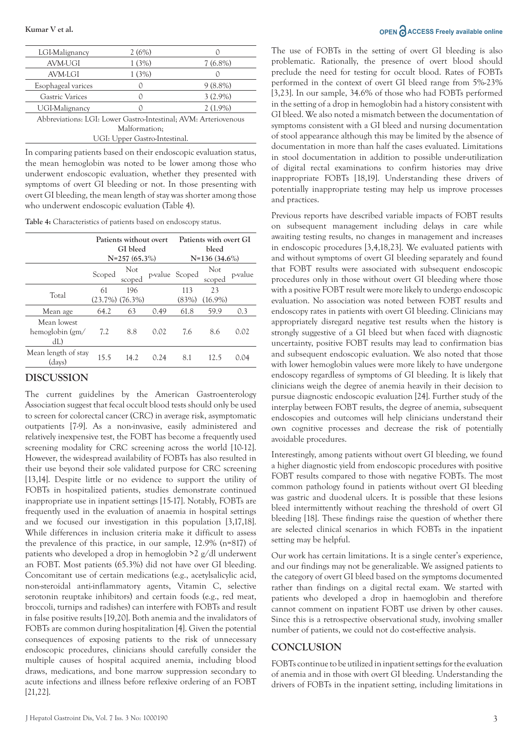| LGI-Malignancy | 2 (6%) | 0 |
|---|---|---|
| AVM-UGI | 1 (3%) | 7 (6.8%) |
| AVM-LGI | 1 (3%) | 0 |
| Esophageal varices | 0 | 9 (8.8%) |
| Gastric Varices | 0 | 3 (2.9%) |
| UGI-Malignancy | 0 | 2 (1.9%) |

Abbreviations: LGI: Lower Gastro-Intestinal; AVM: Arteriovenous Malformation; UGI: Upper Gastro-Intestinal.

In comparing patients based on their endoscopic evaluation status, the mean hemoglobin was noted to be lower among those who underwent endoscopic evaluation, whether they presented with symptoms of overt GI bleeding or not. In those presenting with overt GI bleeding, the mean length of stay was shorter among those who underwent endoscopic evaluation (Table 4).

**Table 4:** Characteristics of patients based on endoscopy status.

| | Patients without overt GI bleed N=257 (65.3%) | | | Patients with overt GI bleed N=136 (34.6%) | | |
|---|---|---|---|---|---|---|
| | Scoped | Not scoped | p-value | Scoped | Not scoped | p-value |
| Total | 61 (23.7%) | 196 (76.3%) | | 113 (83%) | 23 (16.9%) | |
| Mean age | 64.2 | 63 | 0.49 | 61.8 | 59.9 | 0.3 |
| Mean lowest hemoglobin (gm/dL) | 7.2 | 8.8 | 0.02 | 7.6 | 8.6 | 0.02 |
| Mean length of stay (days) | 15.5 | 14.2 | 0.24 | 8.1 | 12.5 | 0.04 |

## DISCUSSION

The current guidelines by the American Gastroenterology Association suggest that fecal occult blood tests should only be used to screen for colorectal cancer (CRC) in average risk, asymptomatic outpatients [7-9]. As a non-invasive, easily administered and relatively inexpensive test, the FOBT has become a frequently used screening modality for CRC screening across the world [10-12]. However, the widespread availability of FOBTs has also resulted in their use beyond their sole validated purpose for CRC screening [13,14]. Despite little or no evidence to support the utility of FOBTs in hospitalized patients, studies demonstrate continued inappropriate use in inpatient settings [15-17]. Notably, FOBTs are frequently used in the evaluation of anaemia in hospital settings and we focused our investigation in this population [3,17,18]. While differences in inclusion criteria make it difficult to assess the prevalence of this practice, in our sample, 12.9% (n=817) of patients who developed a drop in hemoglobin >2 g/dl underwent an FOBT. Most patients (65.3%) did not have over GI bleeding. Concomitant use of certain medications (e.g., acetylsalicylic acid, non-steroidal anti-inflammatory agents, Vitamin C, selective serotonin reuptake inhibitors) and certain foods (e.g., red meat, broccoli, turnips and radishes) can interfere with FOBTs and result in false positive results [19,20]. Both anemia and the invalidators of FOBTs are common during hospitalization [4]. Given the potential consequences of exposing patients to the risk of unnecessary endoscopic procedures, clinicians should carefully consider the multiple causes of hospital acquired anemia, including blood draws, medications, and bone marrow suppression secondary to acute infections and illness before reflexive ordering of an FOBT [21,22].

The use of FOBTs in the setting of overt GI bleeding is also problematic. Rationally, the presence of overt blood should preclude the need for testing for occult blood. Rates of FOBTs performed in the context of overt GI bleed range from 5%-23% [3,23]. In our sample, 34.6% of those who had FOBTs performed in the setting of a drop in hemoglobin had a history consistent with GI bleed. We also noted a mismatch between the documentation of symptoms consistent with a GI bleed and nursing documentation of stool appearance although this may be limited by the absence of documentation in more than half the cases evaluated. Limitations in stool documentation in addition to possible under-utilization of digital rectal examinations to confirm histories may drive inappropriate FOBTs [18,19]. Understanding these drivers of potentially inappropriate testing may help us improve processes and practices.

Previous reports have described variable impacts of FOBT results on subsequent management including delays in care while awaiting testing results, no changes in management and increases in endoscopic procedures [3,4,18,23]. We evaluated patients with and without symptoms of overt GI bleeding separately and found that FOBT results were associated with subsequent endoscopic procedures only in those without overt GI bleeding where those with a positive FOBT result were more likely to undergo endoscopic evaluation. No association was noted between FOBT results and endoscopy rates in patients with overt GI bleeding. Clinicians may appropriately disregard negative test results when the history is strongly suggestive of a GI bleed but when faced with diagnostic uncertainty, positive FOBT results may lead to confirmation bias and subsequent endoscopic evaluation. We also noted that those with lower hemoglobin values were more likely to have undergone endoscopy regardless of symptoms of GI bleeding. It is likely that clinicians weigh the degree of anemia heavily in their decision to pursue diagnostic endoscopic evaluation [24]. Further study of the interplay between FOBT results, the degree of anemia, subsequent endoscopies and outcomes will help clinicians understand their own cognitive processes and decrease the risk of potentially avoidable procedures.

Interestingly, among patients without overt GI bleeding, we found a higher diagnostic yield from endoscopic procedures with positive FOBT results compared to those with negative FOBTs. The most common pathology found in patients without overt GI bleeding was gastric and duodenal ulcers. It is possible that these lesions bleed intermittently without reaching the threshold of overt GI bleeding [18]. These findings raise the question of whether there are selected clinical scenarios in which FOBTs in the inpatient setting may be helpful.

Our work has certain limitations. It is a single center's experience, and our findings may not be generalizable. We assigned patients to the category of overt GI bleed based on the symptoms documented rather than findings on a digital rectal exam. We started with patients who developed a drop in haemoglobin and therefore cannot comment on inpatient FOBT use driven by other causes. Since this is a retrospective observational study, involving smaller number of patients, we could not do cost-effective analysis.

## CONCLUSION

FOBTs continue to be utilized in inpatient settings for the evaluation of anemia and in those with overt GI bleeding. Understanding the drivers of FOBTs in the inpatient setting, including limitations in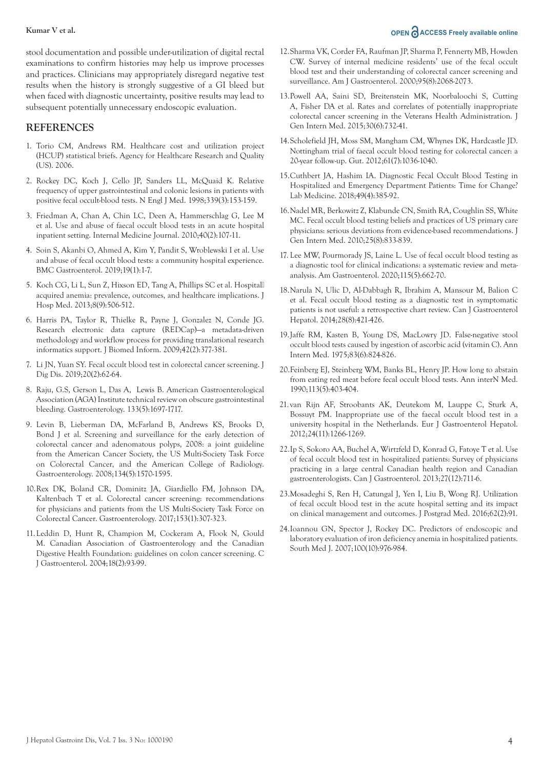stool documentation and possible under-utilization of digital rectal examinations to confirm histories may help us improve processes and practices. Clinicians may appropriately disregard negative test results when the history is strongly suggestive of a GI bleed but when faced with diagnostic uncertainty, positive results may lead to subsequent potentially unnecessary endoscopic evaluation.

## REFERENCES

1. Torio CM, Andrews RM. Healthcare cost and utilization project (HCUP) statistical briefs. Agency for Healthcare Research and Quality (US). 2006.
2. Rockey DC, Koch J, Cello JP, Sanders LL, McQuaid K. Relative frequency of upper gastrointestinal and colonic lesions in patients with positive fecal occult-blood tests. N Engl J Med. 1998;339(3):153-159.
3. Friedman A, Chan A, Chin LC, Deen A, Hammerschlag G, Lee M et al. Use and abuse of faecal occult blood tests in an acute hospital inpatient setting. Internal Medicine Journal. 2010;40(2):107-11.
4. Soin S, Akanbi O, Ahmed A, Kim Y, Pandit S, Wroblewski I et al. Use and abuse of fecal occult blood tests: a community hospital experience. BMC Gastroenterol. 2019;19(1):1-7.
5. Koch CG, Li L, Sun Z, Hixson ED, Tang A, Phillips SC et al. Hospital acquired anemia: prevalence, outcomes, and healthcare implications. J Hosp Med. 2013;8(9):506-512.
6. Harris PA, Taylor R, Thielke R, Payne J, Gonzalez N, Conde JG. Research electronic data capture (REDCap)—a metadata-driven methodology and workflow process for providing translational research informatics support. J Biomed Inform. 2009;42(2):377-381.
7. Li JN, Yuan SY. Fecal occult blood test in colorectal cancer screening. J Dig Dis. 2019;20(2):62-64.
8. Raju, G.S, Gerson L, Das A, Lewis B. American Gastroenterological Association (AGA) Institute technical review on obscure gastrointestinal bleeding. Gastroenterology. 133(5):1697-1717.
9. Levin B, Lieberman DA, McFarland B, Andrews KS, Brooks D, Bond J et al. Screening and surveillance for the early detection of colorectal cancer and adenomatous polyps, 2008: a joint guideline from the American Cancer Society, the US Multi-Society Task Force on Colorectal Cancer, and the American College of Radiology. Gastroenterology. 2008;134(5):1570-1595.
10. Rex DK, Boland CR, Dominitz JA, Giardiello FM, Johnson DA, Kaltenbach T et al. Colorectal cancer screening: recommendations for physicians and patients from the US Multi-Society Task Force on Colorectal Cancer. Gastroenterology. 2017;153(1):307-323.
11. Leddin D, Hunt R, Champion M, Cockeram A, Flook N, Gould M. Canadian Association of Gastroenterology and the Canadian Digestive Health Foundation: guidelines on colon cancer screening. C J Gastroenterol. 2004;18(2):93-99.
12. Sharma VK, Corder FA, Raufman JP, Sharma P, Fennerty MB, Howden CW. Survey of internal medicine residents' use of the fecal occult blood test and their understanding of colorectal cancer screening and surveillance. Am J Gastroenterol. 2000;95(8):2068-2073.
13. Powell AA, Saini SD, Breitenstein MK, Noorbaloochi S, Cutting A, Fisher DA et al. Rates and correlates of potentially inappropriate colorectal cancer screening in the Veterans Health Administration. J Gen Intern Med. 2015;30(6):732-41.
14. Scholefield JH, Moss SM, Mangham CM, Whynes DK, Hardcastle JD. Nottingham trial of faecal occult blood testing for colorectal cancer: a 20-year follow-up. Gut. 2012;61(7):1036-1040.
15. Cuthbert JA, Hashim IA. Diagnostic Fecal Occult Blood Testing in Hospitalized and Emergency Department Patients: Time for Change? Lab Medicine. 2018;49(4):385-92.
16. Nadel MR, Berkowitz Z, Klabunde CN, Smith RA, Coughlin SS, White MC. Fecal occult blood testing beliefs and practices of US primary care physicians: serious deviations from evidence-based recommendations. J Gen Intern Med. 2010;25(8):833-839.
17. Lee MW, Pourmorady JS, Laine L. Use of fecal occult blood testing as a diagnostic tool for clinical indications: a systematic review and meta-analysis. Am J Gastroenterol. 2020;115(5):662-70.
18. Narula N, Ulic D, Al-Dabbagh R, Ibrahim A, Mansour M, Balion C et al. Fecal occult blood testing as a diagnostic test in symptomatic patients is not useful: a retrospective chart review. Can J Gastroenterol Hepatol. 2014;28(8):421-426.
19. Jaffe RM, Kasten B, Young DS, MacLowry JD. False-negative stool occult blood tests caused by ingestion of ascorbic acid (vitamin C). Ann Intern Med. 1975;83(6):824-826.
20. Feinberg EJ, Steinberg WM, Banks BL, Henry JP. How long to abstain from eating red meat before fecal occult blood tests. Ann interN Med. 1990;113(5):403-404.
21. van Rijn AF, Stroobants AK, Deutekom M, Lauppe C, Sturk A, Bossuyt PM. Inappropriate use of the faecal occult blood test in a university hospital in the Netherlands. Eur J Gastroenterol Hepatol. 2012;24(11):1266-1269.
22. Ip S, Sokoro AA, Buchel A, Wirtzfeld D, Konrad G, Fatoye T et al. Use of fecal occult blood test in hospitalized patients: Survey of physicians practicing in a large central Canadian health region and Canadian gastroenterologists. Can J Gastroenterol. 2013;27(12):711-6.
23. Mosadeghi S, Ren H, Catungal J, Yen I, Liu B, Wong RJ. Utilization of fecal occult blood test in the acute hospital setting and its impact on clinical management and outcomes. J Postgrad Med. 2016;62(2):91.
24. Ioannou GN, Spector J, Rockey DC. Predictors of endoscopic and laboratory evaluation of iron deficiency anemia in hospitalized patients. South Med J. 2007;100(10):976-984.